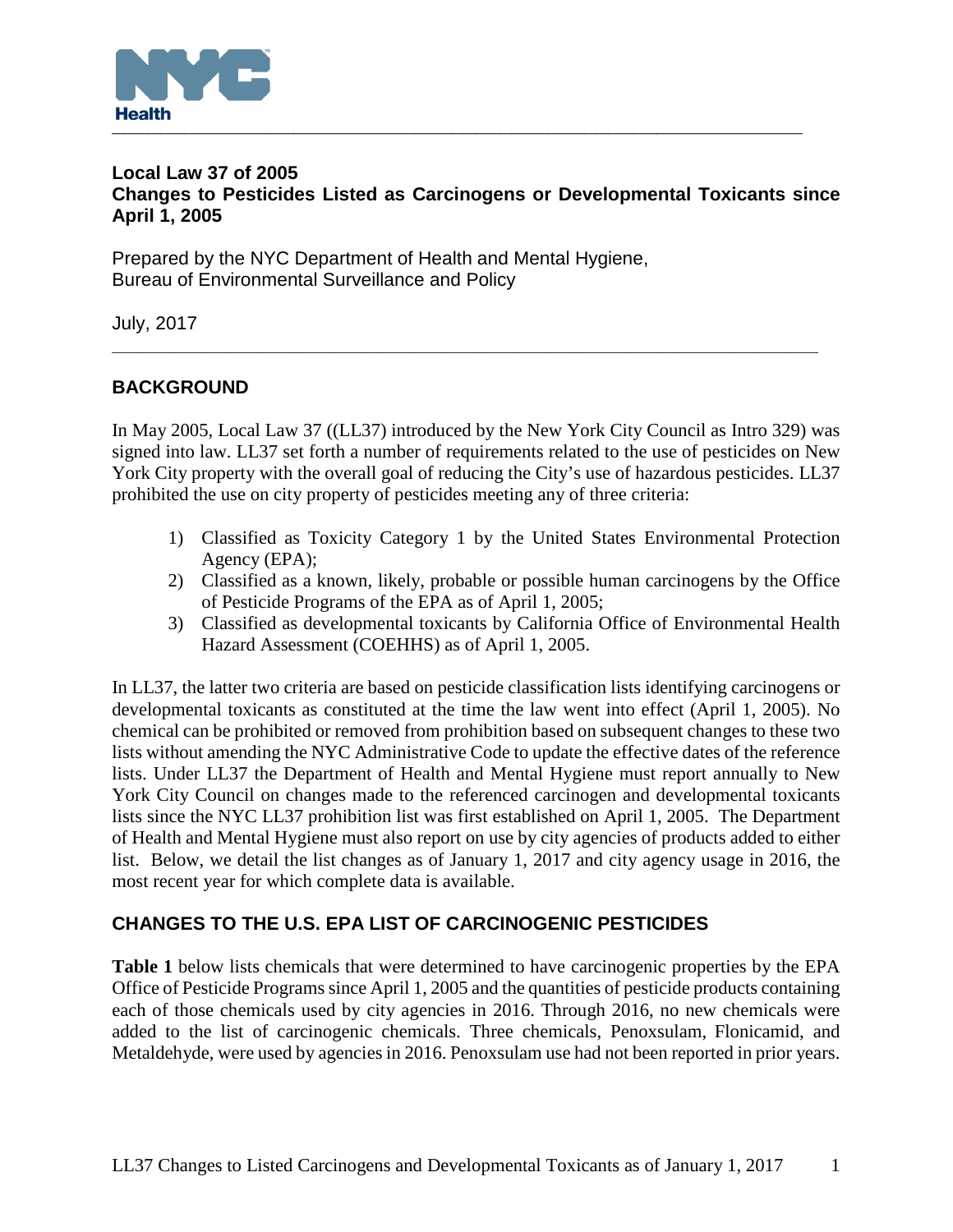NYC Health

# Local Law 37 of 2005

# Changes to Pesticides Listed as Carcinogens or Developmental Toxicants since April 1, 2005

Prepared by the NYC Department of Health and Mental Hygiene,
Bureau of Environmental Surveillance and Policy

July, 2017

## BACKGROUND

In May 2005, Local Law 37 ((LL37) introduced by the New York City Council as Intro 329) was signed into law. LL37 set forth a number of requirements related to the use of pesticides on New York City property with the overall goal of reducing the City's use of hazardous pesticides. LL37 prohibited the use on city property of pesticides meeting any of three criteria:

1) Classified as Toxicity Category 1 by the United States Environmental Protection Agency (EPA);
2) Classified as a known, likely, probable or possible human carcinogens by the Office of Pesticide Programs of the EPA as of April 1, 2005;
3) Classified as developmental toxicants by California Office of Environmental Health Hazard Assessment (COEHHS) as of April 1, 2005.

In LL37, the latter two criteria are based on pesticide classification lists identifying carcinogens or developmental toxicants as constituted at the time the law went into effect (April 1, 2005). No chemical can be prohibited or removed from prohibition based on subsequent changes to these two lists without amending the NYC Administrative Code to update the effective dates of the reference lists. Under LL37 the Department of Health and Mental Hygiene must report annually to New York City Council on changes made to the referenced carcinogen and developmental toxicants lists since the NYC LL37 prohibition list was first established on April 1, 2005. The Department of Health and Mental Hygiene must also report on use by city agencies of products added to either list. Below, we detail the list changes as of January 1, 2017 and city agency usage in 2016, the most recent year for which complete data is available.

## CHANGES TO THE U.S. EPA LIST OF CARCINOGENIC PESTICIDES

**Table 1** below lists chemicals that were determined to have carcinogenic properties by the EPA Office of Pesticide Programs since April 1, 2005 and the quantities of pesticide products containing each of those chemicals used by city agencies in 2016. Through 2016, no new chemicals were added to the list of carcinogenic chemicals. Three chemicals, Penoxsulam, Flonicamid, and Metaldehyde, were used by agencies in 2016. Penoxsulam use had not been reported in prior years.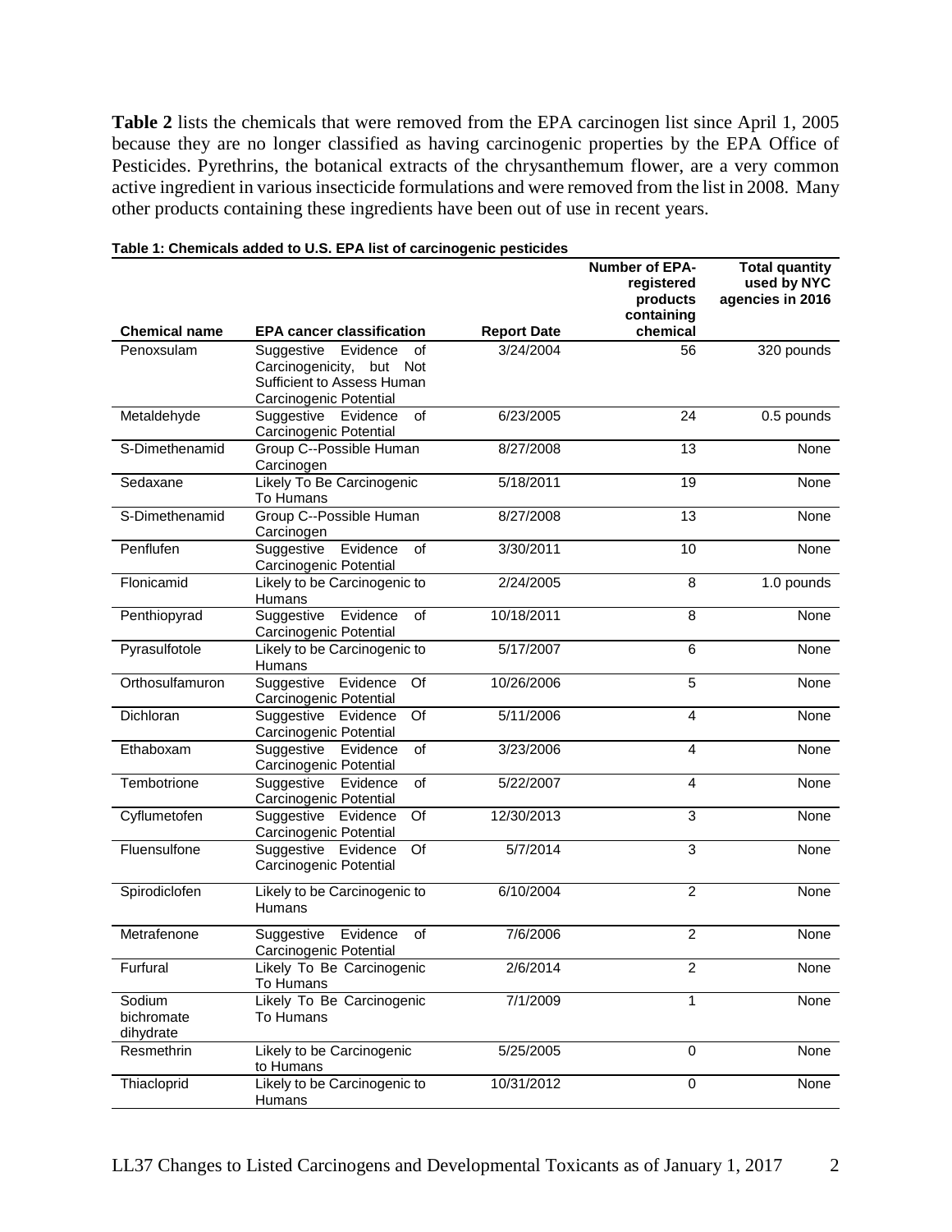**Table 2** lists the chemicals that were removed from the EPA carcinogen list since April 1, 2005 because they are no longer classified as having carcinogenic properties by the EPA Office of Pesticides. Pyrethrins, the botanical extracts of the chrysanthemum flower, are a very common active ingredient in various insecticide formulations and were removed from the list in 2008. Many other products containing these ingredients have been out of use in recent years.

**Table 1: Chemicals added to U.S. EPA list of carcinogenic pesticides**

| Chemical name | EPA cancer classification | Report Date | Number of EPA-registered products containing chemical | Total quantity used by NYC agencies in 2016 |
|---|---|---|---|---|
| Penoxsulam | Suggestive Evidence of Carcinogenicity, but Not Sufficient to Assess Human Carcinogenic Potential | 3/24/2004 | 56 | 320 pounds |
| Metaldehyde | Suggestive Evidence of Carcinogenic Potential | 6/23/2005 | 24 | 0.5 pounds |
| S-Dimethenamid | Group C--Possible Human Carcinogen | 8/27/2008 | 13 | None |
| Sedaxane | Likely To Be Carcinogenic To Humans | 5/18/2011 | 19 | None |
| S-Dimethenamid | Group C--Possible Human Carcinogen | 8/27/2008 | 13 | None |
| Penflufen | Suggestive Evidence of Carcinogenic Potential | 3/30/2011 | 10 | None |
| Flonicamid | Likely to be Carcinogenic to Humans | 2/24/2005 | 8 | 1.0 pounds |
| Penthiopyrad | Suggestive Evidence of Carcinogenic Potential | 10/18/2011 | 8 | None |
| Pyrasulfotole | Likely to be Carcinogenic to Humans | 5/17/2007 | 6 | None |
| Orthosulfamuron | Suggestive Evidence Of Carcinogenic Potential | 10/26/2006 | 5 | None |
| Dichloran | Suggestive Evidence Of Carcinogenic Potential | 5/11/2006 | 4 | None |
| Ethaboxam | Suggestive Evidence of Carcinogenic Potential | 3/23/2006 | 4 | None |
| Tembotrione | Suggestive Evidence of Carcinogenic Potential | 5/22/2007 | 4 | None |
| Cyflumetofen | Suggestive Evidence Of Carcinogenic Potential | 12/30/2013 | 3 | None |
| Fluensulfone | Suggestive Evidence Of Carcinogenic Potential | 5/7/2014 | 3 | None |
| Spirodiclofen | Likely to be Carcinogenic to Humans | 6/10/2004 | 2 | None |
| Metrafenone | Suggestive Evidence of Carcinogenic Potential | 7/6/2006 | 2 | None |
| Furfural | Likely To Be Carcinogenic To Humans | 2/6/2014 | 2 | None |
| Sodium bichromate dihydrate | Likely To Be Carcinogenic To Humans | 7/1/2009 | 1 | None |
| Resmethrin | Likely to be Carcinogenic to Humans | 5/25/2005 | 0 | None |
| Thiacloprid | Likely to be Carcinogenic to Humans | 10/31/2012 | 0 | None |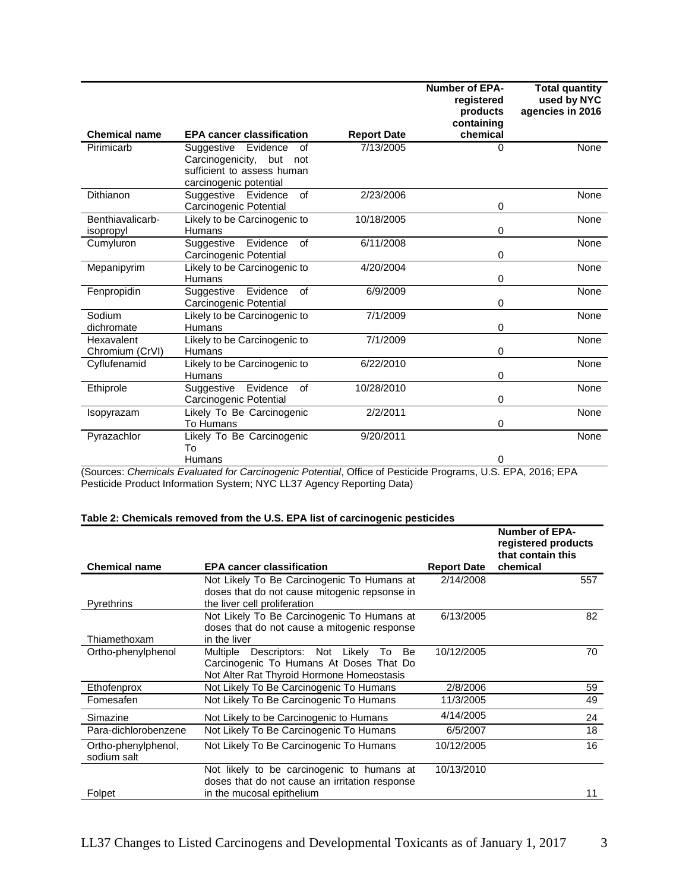| Chemical name | EPA cancer classification | Report Date | Number of EPA-registered products containing chemical | Total quantity used by NYC agencies in 2016 |
|---|---|---|---|---|
| Pirimicarb | Suggestive Evidence of Carcinogenicity, but not sufficient to assess human carcinogenic potential | 7/13/2005 | 0 | None |
| Dithianon | Suggestive Evidence of Carcinogenic Potential | 2/23/2006 | 0 | None |
| Benthiavalicarb-isopropyl | Likely to be Carcinogenic to Humans | 10/18/2005 | 0 | None |
| Cumyluron | Suggestive Evidence of Carcinogenic Potential | 6/11/2008 | 0 | None |
| Mepanipyrim | Likely to be Carcinogenic to Humans | 4/20/2004 | 0 | None |
| Fenpropidin | Suggestive Evidence of Carcinogenic Potential | 6/9/2009 | 0 | None |
| Sodium dichromate | Likely to be Carcinogenic to Humans | 7/1/2009 | 0 | None |
| Hexavalent Chromium (CrVI) | Likely to be Carcinogenic to Humans | 7/1/2009 | 0 | None |
| Cyflufenamid | Likely to be Carcinogenic to Humans | 6/22/2010 | 0 | None |
| Ethiprole | Suggestive Evidence of Carcinogenic Potential | 10/28/2010 | 0 | None |
| Isopyrazam | Likely To Be Carcinogenic To Humans | 2/2/2011 | 0 | None |
| Pyrazachlor | Likely To Be Carcinogenic To Humans | 9/20/2011 | 0 | None |

(Sources: *Chemicals Evaluated for Carcinogenic Potential*, Office of Pesticide Programs, U.S. EPA, 2016; EPA Pesticide Product Information System; NYC LL37 Agency Reporting Data)

**Table 2: Chemicals removed from the U.S. EPA list of carcinogenic pesticides**

| Chemical name | EPA cancer classification | Report Date | Number of EPA-registered products that contain this chemical |
|---|---|---|---|
| Pyrethrins | Not Likely To Be Carcinogenic To Humans at doses that do not cause mitogenic repsonse in the liver cell proliferation | 2/14/2008 | 557 |
| Thiamethoxam | Not Likely To Be Carcinogenic To Humans at doses that do not cause a mitogenic response in the liver | 6/13/2005 | 82 |
| Ortho-phenylphenol | Multiple Descriptors: Not Likely To Be Carcinogenic To Humans At Doses That Do Not Alter Rat Thyroid Hormone Homeostasis | 10/12/2005 | 70 |
| Ethofenprox | Not Likely To Be Carcinogenic To Humans | 2/8/2006 | 59 |
| Fomesafen | Not Likely To Be Carcinogenic To Humans | 11/3/2005 | 49 |
| Simazine | Not Likely to be Carcinogenic to Humans | 4/14/2005 | 24 |
| Para-dichlorobenzene | Not Likely To Be Carcinogenic To Humans | 6/5/2007 | 18 |
| Ortho-phenylphenol, sodium salt | Not Likely To Be Carcinogenic To Humans | 10/12/2005 | 16 |
| Folpet | Not likely to be carcinogenic to humans at doses that do not cause an irritation response in the mucosal epithelium | 10/13/2010 | 11 |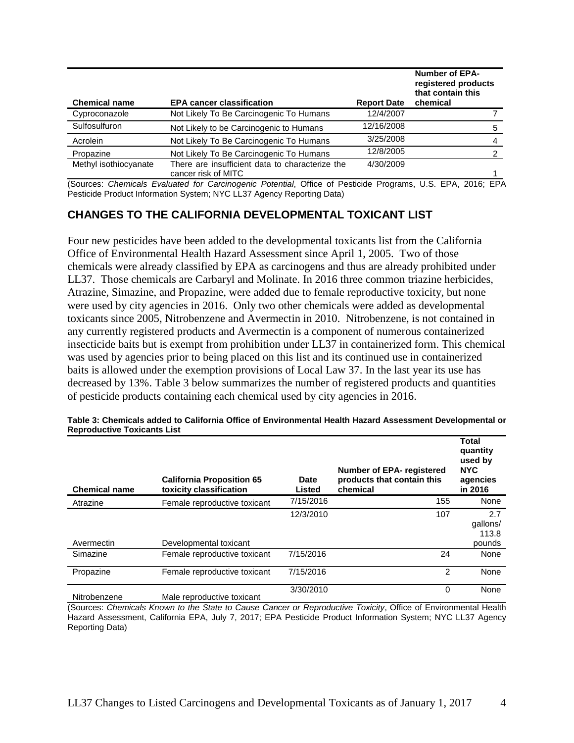| Chemical name | EPA cancer classification | Report Date | Number of EPA-registered products that contain this chemical |
| --- | --- | --- | --- |
| Cyproconazole | Not Likely To Be Carcinogenic To Humans | 12/4/2007 | 7 |
| Sulfosulfuron | Not Likely to be Carcinogenic to Humans | 12/16/2008 | 5 |
| Acrolein | Not Likely To Be Carcinogenic To Humans | 3/25/2008 | 4 |
| Propazine | Not Likely To Be Carcinogenic To Humans | 12/8/2005 | 2 |
| Methyl isothiocyanate | There are insufficient data to characterize the cancer risk of MITC | 4/30/2009 | 1 |

(Sources: *Chemicals Evaluated for Carcinogenic Potential*, Office of Pesticide Programs, U.S. EPA, 2016; EPA Pesticide Product Information System; NYC LL37 Agency Reporting Data)

## CHANGES TO THE CALIFORNIA DEVELOPMENTAL TOXICANT LIST

Four new pesticides have been added to the developmental toxicants list from the California Office of Environmental Health Hazard Assessment since April 1, 2005. Two of those chemicals were already classified by EPA as carcinogens and thus are already prohibited under LL37. Those chemicals are Carbaryl and Molinate. In 2016 three common triazine herbicides, Atrazine, Simazine, and Propazine, were added due to female reproductive toxicity, but none were used by city agencies in 2016. Only two other chemicals were added as developmental toxicants since 2005, Nitrobenzene and Avermectin in 2010. Nitrobenzene, is not contained in any currently registered products and Avermectin is a component of numerous containerized insecticide baits but is exempt from prohibition under LL37 in containerized form. This chemical was used by agencies prior to being placed on this list and its continued use in containerized baits is allowed under the exemption provisions of Local Law 37. In the last year its use has decreased by 13%. Table 3 below summarizes the number of registered products and quantities of pesticide products containing each chemical used by city agencies in 2016.

**Table 3: Chemicals added to California Office of Environmental Health Hazard Assessment Developmental or Reproductive Toxicants List**

| Chemical name | California Proposition 65 toxicity classification | Date Listed | Number of EPA- registered products that contain this chemical | Total quantity used by NYC agencies in 2016 |
| --- | --- | --- | --- | --- |
| Atrazine | Female reproductive toxicant | 7/15/2016 | 155 | None |
| Avermectin | Developmental toxicant | 12/3/2010 | 107 | 2.7 gallons/ 113.8 pounds |
| Simazine | Female reproductive toxicant | 7/15/2016 | 24 | None |
| Propazine | Female reproductive toxicant | 7/15/2016 | 2 | None |
| Nitrobenzene | Male reproductive toxicant | 3/30/2010 | 0 | None |

(Sources: *Chemicals Known to the State to Cause Cancer or Reproductive Toxicity*, Office of Environmental Health Hazard Assessment, California EPA, July 7, 2017; EPA Pesticide Product Information System; NYC LL37 Agency Reporting Data)